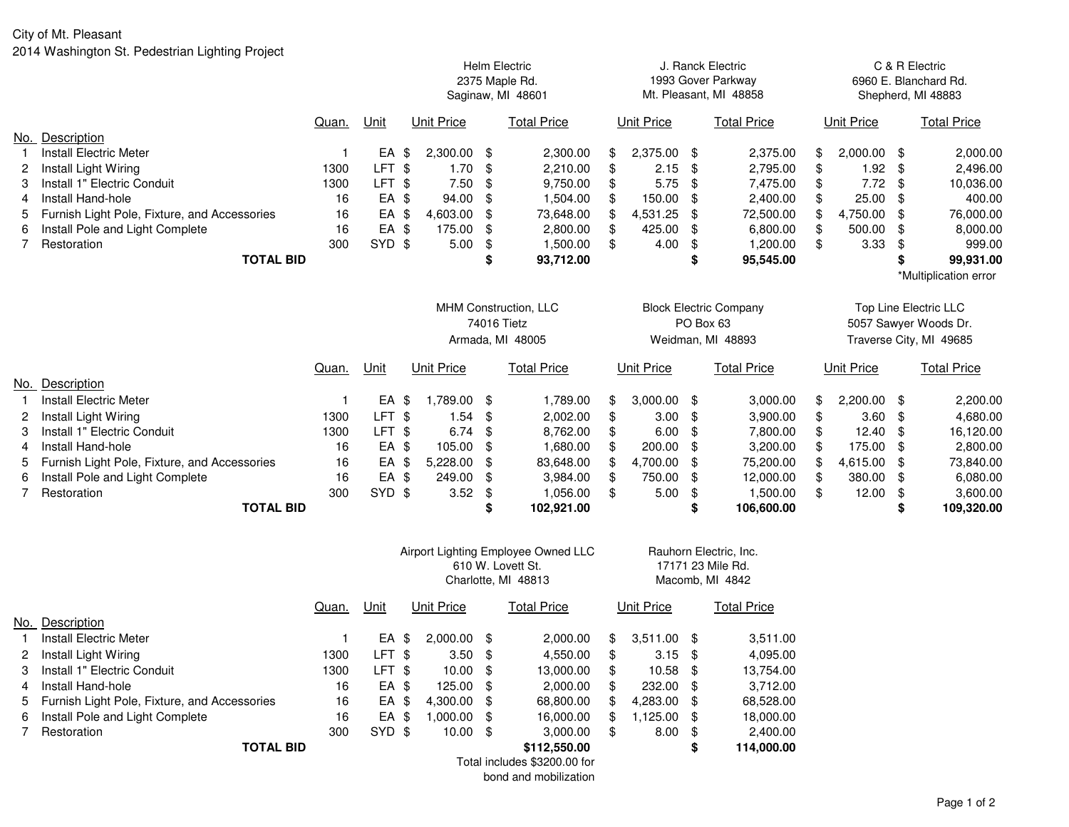City of Mt. Pleasant

2014 Washington St. Pedestrian Lighting Project

| | | | | Helm Electric<br>2375 Maple Rd.<br>Saginaw, MI 48601 | | J. Ranck Electric<br>1993 Gover Parkway<br>Mt. Pleasant, MI 48858 | | C & R Electric<br>6960 E. Blanchard Rd.<br>Shepherd, MI 48883 | |
|---|---|---|---|---|---|---|---|---|---|
| No. | Description | Quan. | Unit | Unit Price | Total Price | Unit Price | Total Price | Unit Price | Total Price |
| 1 | Install Electric Meter | 1 | EA | $ 2,300.00 | $ 2,300.00 | $ 2,375.00 | $ 2,375.00 | $ 2,000.00 | $ 2,000.00 |
| 2 | Install Light Wiring | 1300 | LFT | $ 1.70 | $ 2,210.00 | $ 2.15 | $ 2,795.00 | $ 1.92 | $ 2,496.00 |
| 3 | Install 1" Electric Conduit | 1300 | LFT | $ 7.50 | $ 9,750.00 | $ 5.75 | $ 7,475.00 | $ 7.72 | $ 10,036.00 |
| 4 | Install Hand-hole | 16 | EA | $ 94.00 | $ 1,504.00 | $ 150.00 | $ 2,400.00 | $ 25.00 | $ 400.00 |
| 5 | Furnish Light Pole, Fixture, and Accessories | 16 | EA | $ 4,603.00 | $ 73,648.00 | $ 4,531.25 | $ 72,500.00 | $ 4,750.00 | $ 76,000.00 |
| 6 | Install Pole and Light Complete | 16 | EA | $ 175.00 | $ 2,800.00 | $ 425.00 | $ 6,800.00 | $ 500.00 | $ 8,000.00 |
| 7 | Restoration | 300 | SYD | $ 5.00 | $ 1,500.00 | $ 4.00 | $ 1,200.00 | $ 3.33 | $ 999.00 |
| | **TOTAL BID** | | | | **$ 93,712.00** | | **$ 95,545.00** | | **$ 99,931.00** |
| | | | | | | | | | *Multiplication error |

| | | | | MHM Construction, LLC<br>74016 Tietz<br>Armada, MI 48005 | | Block Electric Company<br>PO Box 63<br>Weidman, MI 48893 | | Top Line Electric LLC<br>5057 Sawyer Woods Dr.<br>Traverse City, MI 49685 | |
|---|---|---|---|---|---|---|---|---|---|
| No. | Description | Quan. | Unit | Unit Price | Total Price | Unit Price | Total Price | Unit Price | Total Price |
| 1 | Install Electric Meter | 1 | EA | $ 1,789.00 | $ 1,789.00 | $ 3,000.00 | $ 3,000.00 | $ 2,200.00 | $ 2,200.00 |
| 2 | Install Light Wiring | 1300 | LFT | $ 1.54 | $ 2,002.00 | $ 3.00 | $ 3,900.00 | $ 3.60 | $ 4,680.00 |
| 3 | Install 1" Electric Conduit | 1300 | LFT | $ 6.74 | $ 8,762.00 | $ 6.00 | $ 7,800.00 | $ 12.40 | $ 16,120.00 |
| 4 | Install Hand-hole | 16 | EA | $ 105.00 | $ 1,680.00 | $ 200.00 | $ 3,200.00 | $ 175.00 | $ 2,800.00 |
| 5 | Furnish Light Pole, Fixture, and Accessories | 16 | EA | $ 5,228.00 | $ 83,648.00 | $ 4,700.00 | $ 75,200.00 | $ 4,615.00 | $ 73,840.00 |
| 6 | Install Pole and Light Complete | 16 | EA | $ 249.00 | $ 3,984.00 | $ 750.00 | $ 12,000.00 | $ 380.00 | $ 6,080.00 |
| 7 | Restoration | 300 | SYD | $ 3.52 | $ 1,056.00 | $ 5.00 | $ 1,500.00 | $ 12.00 | $ 3,600.00 |
| | **TOTAL BID** | | | | **$ 102,921.00** | | **$ 106,600.00** | | **$ 109,320.00** |

| | | | | Airport Lighting Employee Owned LLC<br>610 W. Lovett St.<br>Charlotte, MI 48813 | | Rauhorn Electric, Inc.<br>17171 23 Mile Rd.<br>Macomb, MI 4842 | |
|---|---|---|---|---|---|---|---|
| No. | Description | Quan. | Unit | Unit Price | Total Price | Unit Price | Total Price |
| 1 | Install Electric Meter | 1 | EA | $ 2,000.00 | $ 2,000.00 | $ 3,511.00 | $ 3,511.00 |
| 2 | Install Light Wiring | 1300 | LFT | $ 3.50 | $ 4,550.00 | $ 3.15 | $ 4,095.00 |
| 3 | Install 1" Electric Conduit | 1300 | LFT | $ 10.00 | $ 13,000.00 | $ 10.58 | $ 13,754.00 |
| 4 | Install Hand-hole | 16 | EA | $ 125.00 | $ 2,000.00 | $ 232.00 | $ 3,712.00 |
| 5 | Furnish Light Pole, Fixture, and Accessories | 16 | EA | $ 4,300.00 | $ 68,800.00 | $ 4,283.00 | $ 68,528.00 |
| 6 | Install Pole and Light Complete | 16 | EA | $ 1,000.00 | $ 16,000.00 | $ 1,125.00 | $ 18,000.00 |
| 7 | Restoration | 300 | SYD | $ 10.00 | $ 3,000.00 | $ 8.00 | $ 2,400.00 |
| | **TOTAL BID** | | | | **$112,550.00** | | **$ 114,000.00** |
| | | | | | Total includes $3200.00 for bond and mobilization | | |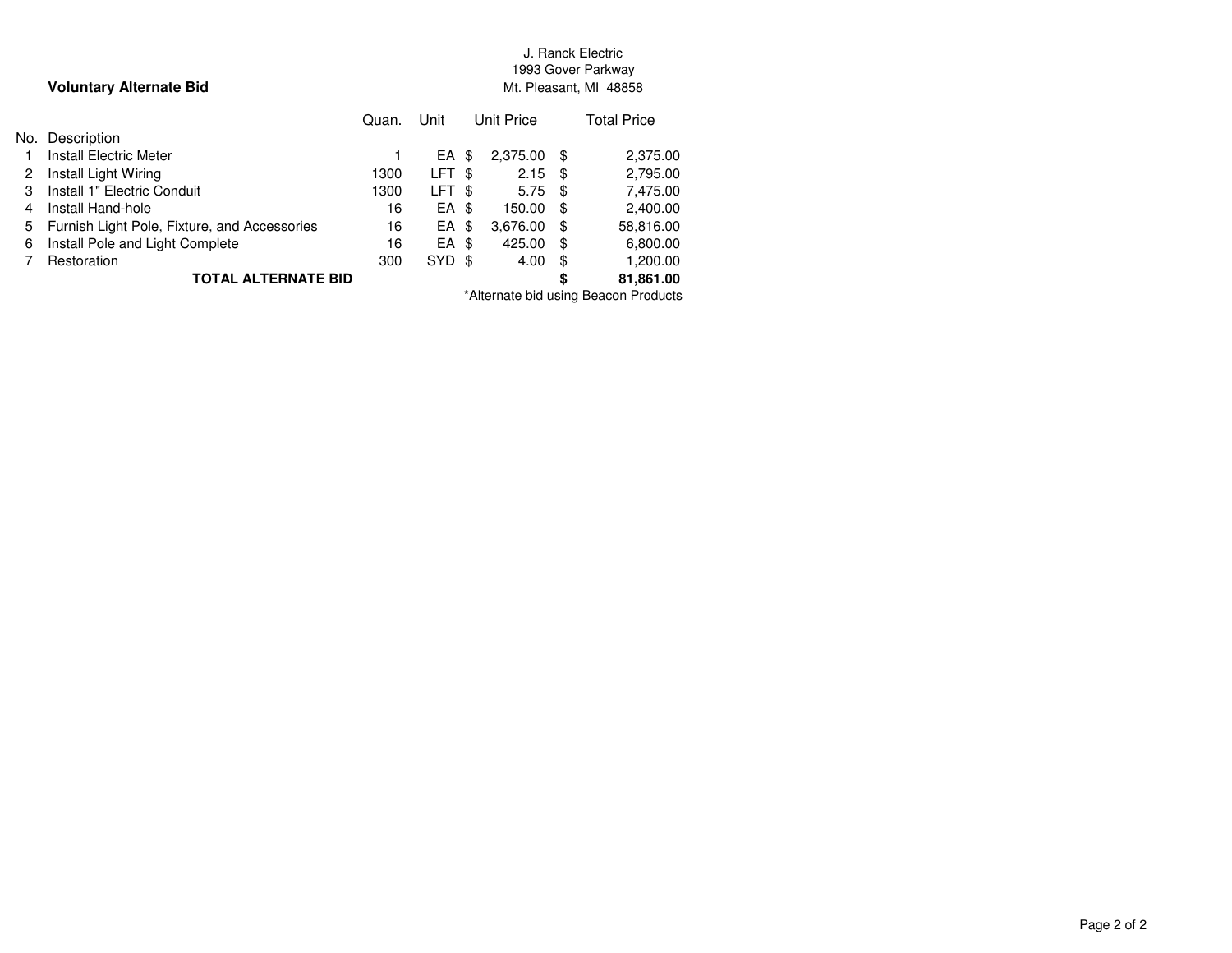J. Ranck Electric
1993 Gover Parkway
Mt. Pleasant, MI 48858

**Voluntary Alternate Bid**

| No. | Description | Quan. | Unit | Unit Price | Total Price |
|---|---|---|---|---|---|
| 1 | Install Electric Meter | 1 | EA | $ 2,375.00 | $ 2,375.00 |
| 2 | Install Light Wiring | 1300 | LFT | $ 2.15 | $ 2,795.00 |
| 3 | Install 1" Electric Conduit | 1300 | LFT | $ 5.75 | $ 7,475.00 |
| 4 | Install Hand-hole | 16 | EA | $ 150.00 | $ 2,400.00 |
| 5 | Furnish Light Pole, Fixture, and Accessories | 16 | EA | $ 3,676.00 | $ 58,816.00 |
| 6 | Install Pole and Light Complete | 16 | EA | $ 425.00 | $ 6,800.00 |
| 7 | Restoration | 300 | SYD | $ 4.00 | $ 1,200.00 |
| | **TOTAL ALTERNATE BID** | | | | **$ 81,861.00** |

*Alternate bid using Beacon Products